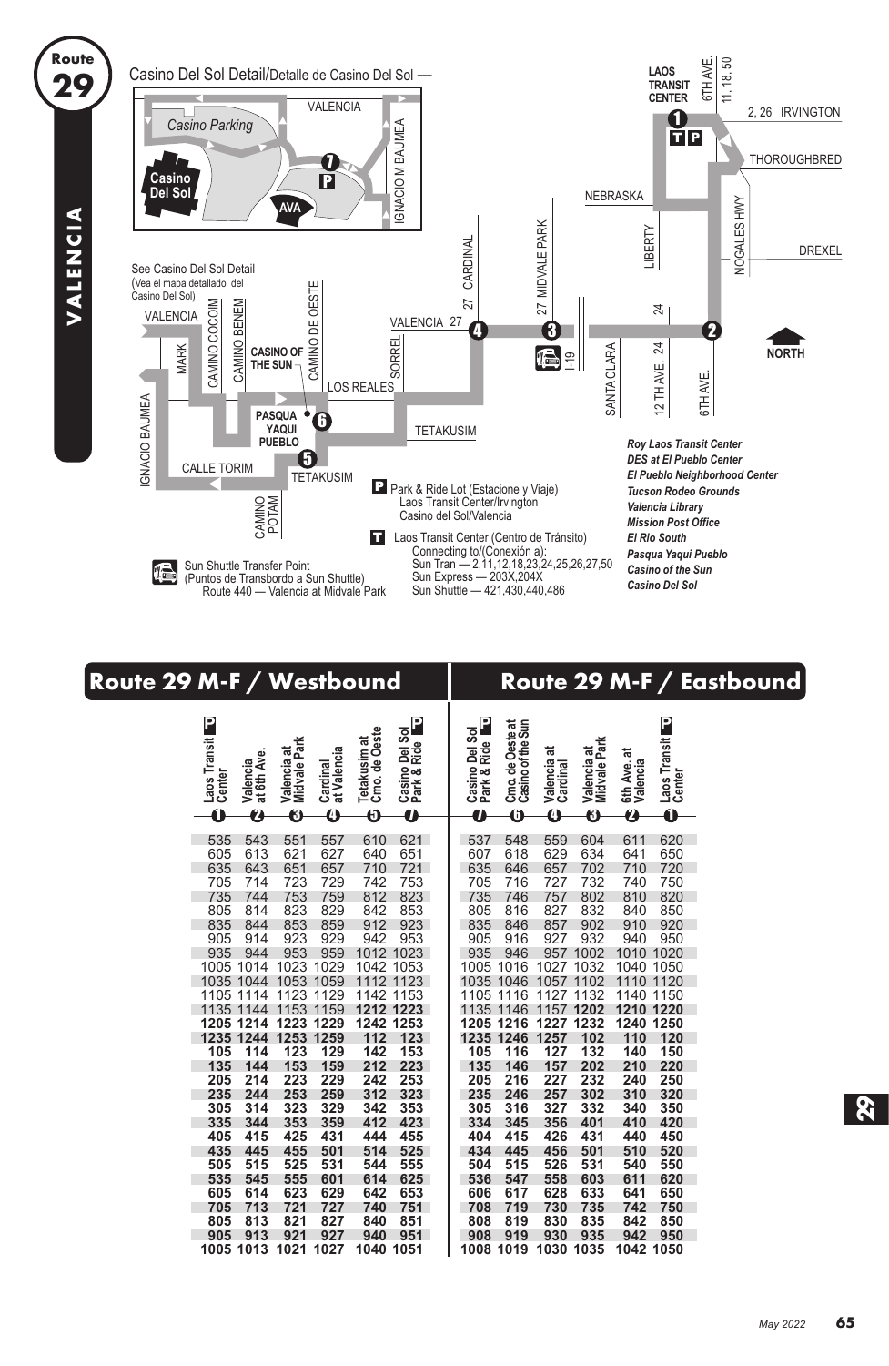# Route 29 VALENCIA

## Casino Del Sol Detail/Detalle de Casino Del Sol

See Casino Del Sol Detail (Vea el mapa detallado del Casino Del Sol)

**P** Park & Ride Lot (Estacione y Viaje)
Laos Transit Center/Irvington
Casino del Sol/Valencia

**T** Laos Transit Center (Centro de Tránsito)
Connecting to/(Conexión a):
Sun Tran — 2,11,12,18,23,24,25,26,27,50
Sun Express — 203X,204X
Sun Shuttle — 421,430,440,486

Sun Shuttle Transfer Point (Puntos de Transbordo a Sun Shuttle)
Route 440 — Valencia at Midvale Park

*Roy Laos Transit Center*
*DES at El Pueblo Center*
*El Pueblo Neighborhood Center*
*Tucson Rodeo Grounds*
*Valencia Library*
*Mission Post Office*
*El Rio South*
*Pasqua Yaqui Pueblo*
*Casino of the Sun*
*Casino Del Sol*

## Route 29 M-F / Westbound

| Laos Transit Center (1) | Valencia at 6th Ave. (2) | Valencia at Midvale Park (3) | Cardinal at Valencia (4) | Tetakusim at Cmo. de Oeste (5) | Casino Del Sol Park & Ride (7) |
|---|---|---|---|---|---|
| 535 | 543 | 551 | 557 | 610 | 621 |
| 605 | 613 | 621 | 627 | 640 | 651 |
| 635 | 643 | 651 | 657 | 710 | 721 |
| 705 | 714 | 723 | 729 | 742 | 753 |
| 735 | 744 | 753 | 759 | 812 | 823 |
| 805 | 814 | 823 | 829 | 842 | 853 |
| 835 | 844 | 853 | 859 | 912 | 923 |
| 905 | 914 | 923 | 929 | 942 | 953 |
| 935 | 944 | 953 | 959 | 1012 | 1023 |
| 1005 | 1014 | 1023 | 1029 | 1042 | 1053 |
| 1035 | 1044 | 1053 | 1059 | 1112 | 1123 |
| 1105 | 1114 | 1123 | 1129 | 1142 | 1153 |
| 1135 | 1144 | 1153 | 1159 | **1212** | **1223** |
| **1205** | **1214** | **1223** | **1229** | **1242** | **1253** |
| **1235** | **1244** | **1253** | **1259** | **112** | **123** |
| **105** | **114** | **123** | **129** | **142** | **153** |
| **135** | **144** | **153** | **159** | **212** | **223** |
| **205** | **214** | **223** | **229** | **242** | **253** |
| **235** | **244** | **253** | **259** | **312** | **323** |
| **305** | **314** | **323** | **329** | **342** | **353** |
| **335** | **344** | **353** | **359** | **412** | **423** |
| **405** | **415** | **425** | **431** | **444** | **455** |
| **435** | **445** | **455** | **501** | **514** | **525** |
| **505** | **515** | **525** | **531** | **544** | **555** |
| **535** | **545** | **555** | **601** | **614** | **625** |
| **605** | **614** | **623** | **629** | **642** | **653** |
| **705** | **713** | **721** | **727** | **740** | **751** |
| **805** | **813** | **821** | **827** | **840** | **851** |
| **905** | **913** | **921** | **927** | **940** | **951** |
| **1005** | **1013** | **1021** | **1027** | **1040** | **1051** |

## Route 29 M-F / Eastbound

| Casino Del Sol Park & Ride (7) | Cmo. de Oeste at Casino of the Sun (6) | Valencia at Cardinal (4) | Valencia at Midvale Park (3) | 6th Ave. at Valencia (2) | Laos Transit Center (1) |
|---|---|---|---|---|---|
| 537 | 548 | 559 | 604 | 611 | 620 |
| 607 | 618 | 629 | 634 | 641 | 650 |
| 635 | 646 | 657 | 702 | 710 | 720 |
| 705 | 716 | 727 | 732 | 740 | 750 |
| 735 | 746 | 757 | 802 | 810 | 820 |
| 805 | 816 | 827 | 832 | 840 | 850 |
| 835 | 846 | 857 | 902 | 910 | 920 |
| 905 | 916 | 927 | 932 | 940 | 950 |
| 935 | 946 | 957 | 1002 | 1010 | 1020 |
| 1005 | 1016 | 1027 | 1032 | 1040 | 1050 |
| 1035 | 1046 | 1057 | 1102 | 1110 | 1120 |
| 1105 | 1116 | 1127 | 1132 | 1140 | 1150 |
| 1135 | 1146 | 1157 | **1202** | **1210** | **1220** |
| **1205** | **1216** | **1227** | **1232** | **1240** | **1250** |
| **1235** | **1246** | **1257** | **102** | **110** | **120** |
| **105** | **116** | **127** | **132** | **140** | **150** |
| **135** | **146** | **157** | **202** | **210** | **220** |
| **205** | **216** | **227** | **232** | **240** | **250** |
| **235** | **246** | **257** | **302** | **310** | **320** |
| **305** | **316** | **327** | **332** | **340** | **350** |
| **334** | **345** | **356** | **401** | **410** | **420** |
| **404** | **415** | **426** | **431** | **440** | **450** |
| **434** | **445** | **456** | **501** | **510** | **520** |
| **504** | **515** | **526** | **531** | **540** | **550** |
| **536** | **547** | **558** | **603** | **611** | **620** |
| **606** | **617** | **628** | **633** | **641** | **650** |
| **708** | **719** | **730** | **735** | **742** | **750** |
| **808** | **819** | **830** | **835** | **842** | **850** |
| **908** | **919** | **930** | **935** | **942** | **950** |
| **1008** | **1019** | **1030** | **1035** | **1042** | **1050** |

May 2022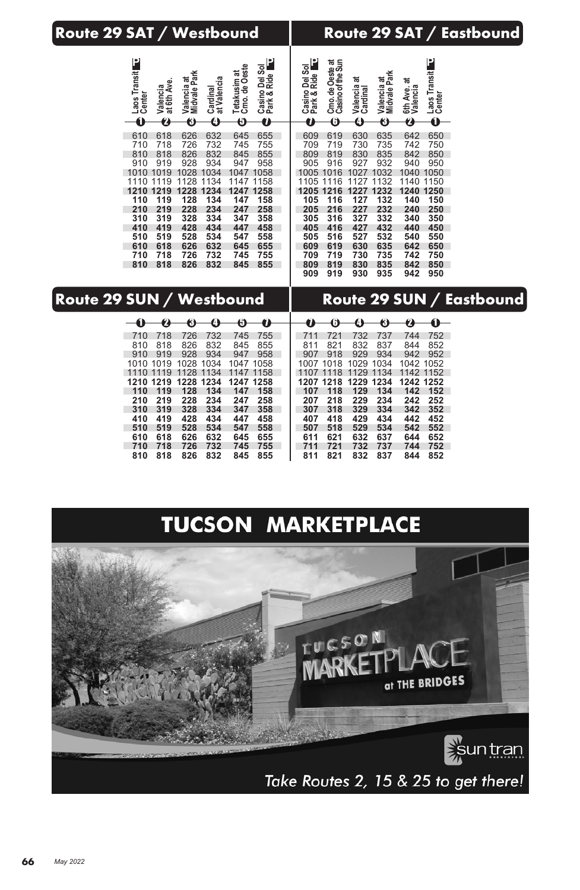## Route 29 SAT / Westbound

| Laos Transit Center (1) | Valencia at 6th Ave. (2) | Valencia at Midvale Park (3) | Cardinal at Valencia (4) | Tetakusim at Cmo. de Oeste (6) | Casino Del Sol Park & Ride (7) |
|---|---|---|---|---|---|
| 610 | 618 | 626 | 632 | 645 | 655 |
| 710 | 718 | 726 | 732 | 745 | 755 |
| 810 | 818 | 826 | 832 | 845 | 855 |
| 910 | 919 | 928 | 934 | 947 | 958 |
| 1010 | 1019 | 1028 | 1034 | 1047 | 1058 |
| 1110 | 1119 | 1128 | 1134 | 1147 | 1158 |
| **1210** | **1219** | **1228** | **1234** | **1247** | **1258** |
| **110** | **119** | **128** | **134** | **147** | **158** |
| **210** | **219** | **228** | **234** | **247** | **258** |
| **310** | **319** | **328** | **334** | **347** | **358** |
| **410** | **419** | **428** | **434** | **447** | **458** |
| **510** | **519** | **528** | **534** | **547** | **558** |
| **610** | **618** | **626** | **632** | **645** | **655** |
| **710** | **718** | **726** | **732** | **745** | **755** |
| **810** | **818** | **826** | **832** | **845** | **855** |

## Route 29 SAT / Eastbound

| Casino Del Sol Park & Ride (7) | Cmo. de Oeste at Casino of the Sun (6) | Valencia at Cardinal (4) | Valencia at Midvale Park (3) | 6th Ave. at Valencia (2) | Laos Transit Center (1) |
|---|---|---|---|---|---|
| 609 | 619 | 630 | 635 | 642 | 650 |
| 709 | 719 | 730 | 735 | 742 | 750 |
| 809 | 819 | 830 | 835 | 842 | 850 |
| 905 | 916 | 927 | 932 | 940 | 950 |
| 1005 | 1016 | 1027 | 1032 | 1040 | 1050 |
| 1105 | 1116 | 1127 | 1132 | 1140 | 1150 |
| **1205** | **1216** | **1227** | **1232** | **1240** | **1250** |
| **105** | **116** | **127** | **132** | **140** | **150** |
| **205** | **216** | **227** | **232** | **240** | **250** |
| **305** | **316** | **327** | **332** | **340** | **350** |
| **405** | **416** | **427** | **432** | **440** | **450** |
| **505** | **516** | **527** | **532** | **540** | **550** |
| **609** | **619** | **630** | **635** | **642** | **650** |
| **709** | **719** | **730** | **735** | **742** | **750** |
| **809** | **819** | **830** | **835** | **842** | **850** |
| **909** | **919** | **930** | **935** | **942** | **950** |

## Route 29 SUN / Westbound

| 1 | 2 | 3 | 4 | 6 | 7 |
|---|---|---|---|---|---|
| 710 | 718 | 726 | 732 | 745 | 755 |
| 810 | 818 | 826 | 832 | 845 | 855 |
| 910 | 919 | 928 | 934 | 947 | 958 |
| 1010 | 1019 | 1028 | 1034 | 1047 | 1058 |
| 1110 | 1119 | 1128 | 1134 | 1147 | 1158 |
| **1210** | **1219** | **1228** | **1234** | **1247** | **1258** |
| **110** | **119** | **128** | **134** | **147** | **158** |
| **210** | **219** | **228** | **234** | **247** | **258** |
| **310** | **319** | **328** | **334** | **347** | **358** |
| **410** | **419** | **428** | **434** | **447** | **458** |
| **510** | **519** | **528** | **534** | **547** | **558** |
| **610** | **618** | **626** | **632** | **645** | **655** |
| **710** | **718** | **726** | **732** | **745** | **755** |
| **810** | **818** | **826** | **832** | **845** | **855** |

## Route 29 SUN / Eastbound

| 7 | 6 | 4 | 3 | 2 | 1 |
|---|---|---|---|---|---|
| 711 | 721 | 732 | 737 | 744 | 752 |
| 811 | 821 | 832 | 837 | 844 | 852 |
| 907 | 918 | 929 | 934 | 942 | 952 |
| 1007 | 1018 | 1029 | 1034 | 1042 | 1052 |
| 1107 | 1118 | 1129 | 1134 | 1142 | 1152 |
| **1207** | **1218** | **1229** | **1234** | **1242** | **1252** |
| **107** | **118** | **129** | **134** | **142** | **152** |
| **207** | **218** | **229** | **234** | **242** | **252** |
| **307** | **318** | **329** | **334** | **342** | **352** |
| **407** | **418** | **429** | **434** | **442** | **452** |
| **507** | **518** | **529** | **534** | **542** | **552** |
| **611** | **621** | **632** | **637** | **644** | **652** |
| **711** | **721** | **732** | **737** | **744** | **752** |
| **811** | **821** | **832** | **837** | **844** | **852** |

# TUCSON MARKETPLACE

*Take Routes 2, 15 & 25 to get there!*

May 2022